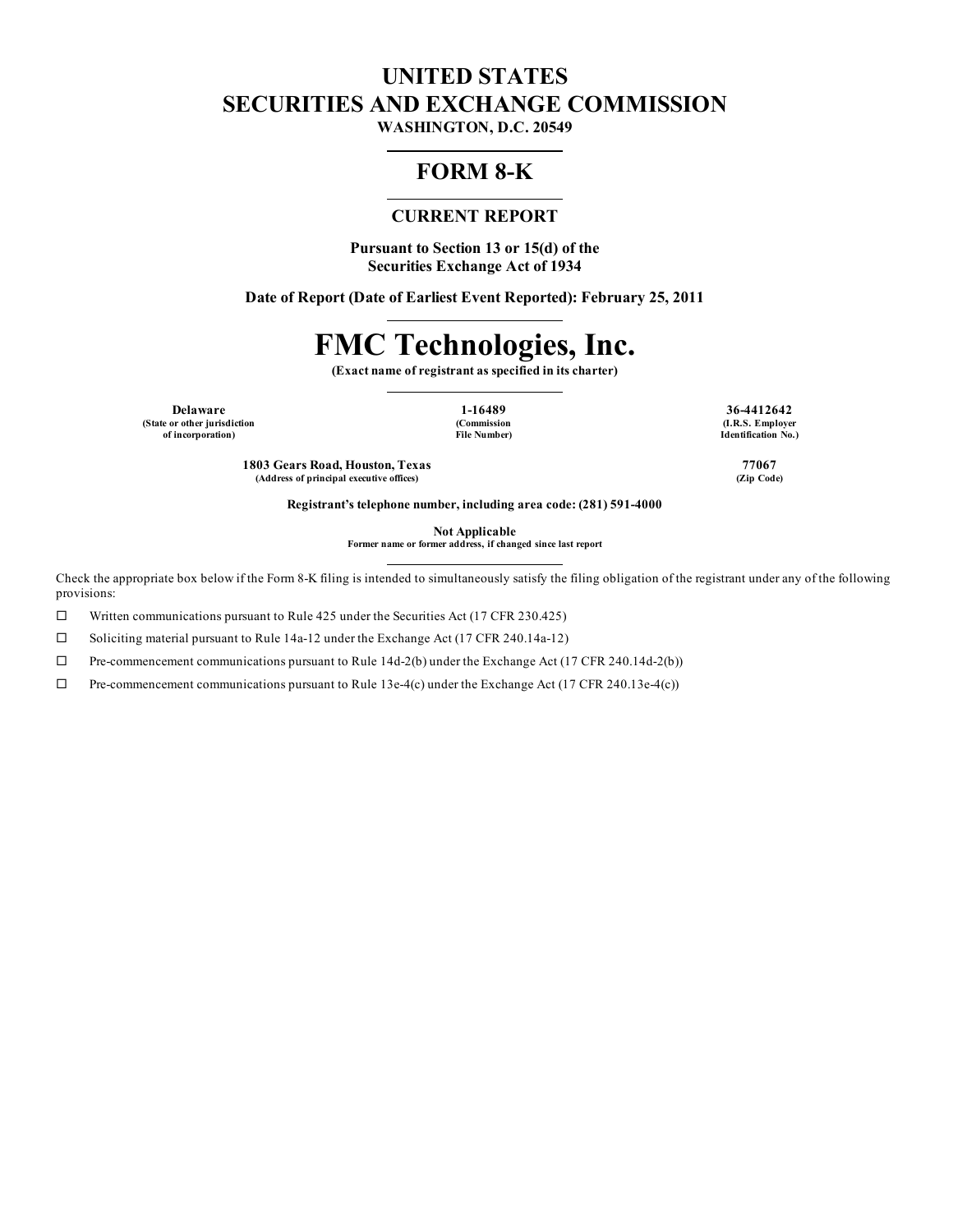# UNITED STATES
# SECURITIES AND EXCHANGE COMMISSION

**WASHINGTON, D.C. 20549**

## FORM 8-K

### CURRENT REPORT

**Pursuant to Section 13 or 15(d) of the Securities Exchange Act of 1934**

**Date of Report (Date of Earliest Event Reported): February 25, 2011**

# FMC Technologies, Inc.

**(Exact name of registrant as specified in its charter)**

| Delaware | 1-16489 | 36-4412642 |
|---|---|---|
| (State or other jurisdiction of incorporation) | (Commission File Number) | (I.R.S. Employer Identification No.) |

| 1803 Gears Road, Houston, Texas | 77067 |
|---|---|
| (Address of principal executive offices) | (Zip Code) |

**Registrant's telephone number, including area code: (281) 591-4000**

**Not Applicable**
**Former name or former address, if changed since last report**

Check the appropriate box below if the Form 8-K filing is intended to simultaneously satisfy the filing obligation of the registrant under any of the following provisions:

☐ Written communications pursuant to Rule 425 under the Securities Act (17 CFR 230.425)

☐ Soliciting material pursuant to Rule 14a-12 under the Exchange Act (17 CFR 240.14a-12)

☐ Pre-commencement communications pursuant to Rule 14d-2(b) under the Exchange Act (17 CFR 240.14d-2(b))

☐ Pre-commencement communications pursuant to Rule 13e-4(c) under the Exchange Act (17 CFR 240.13e-4(c))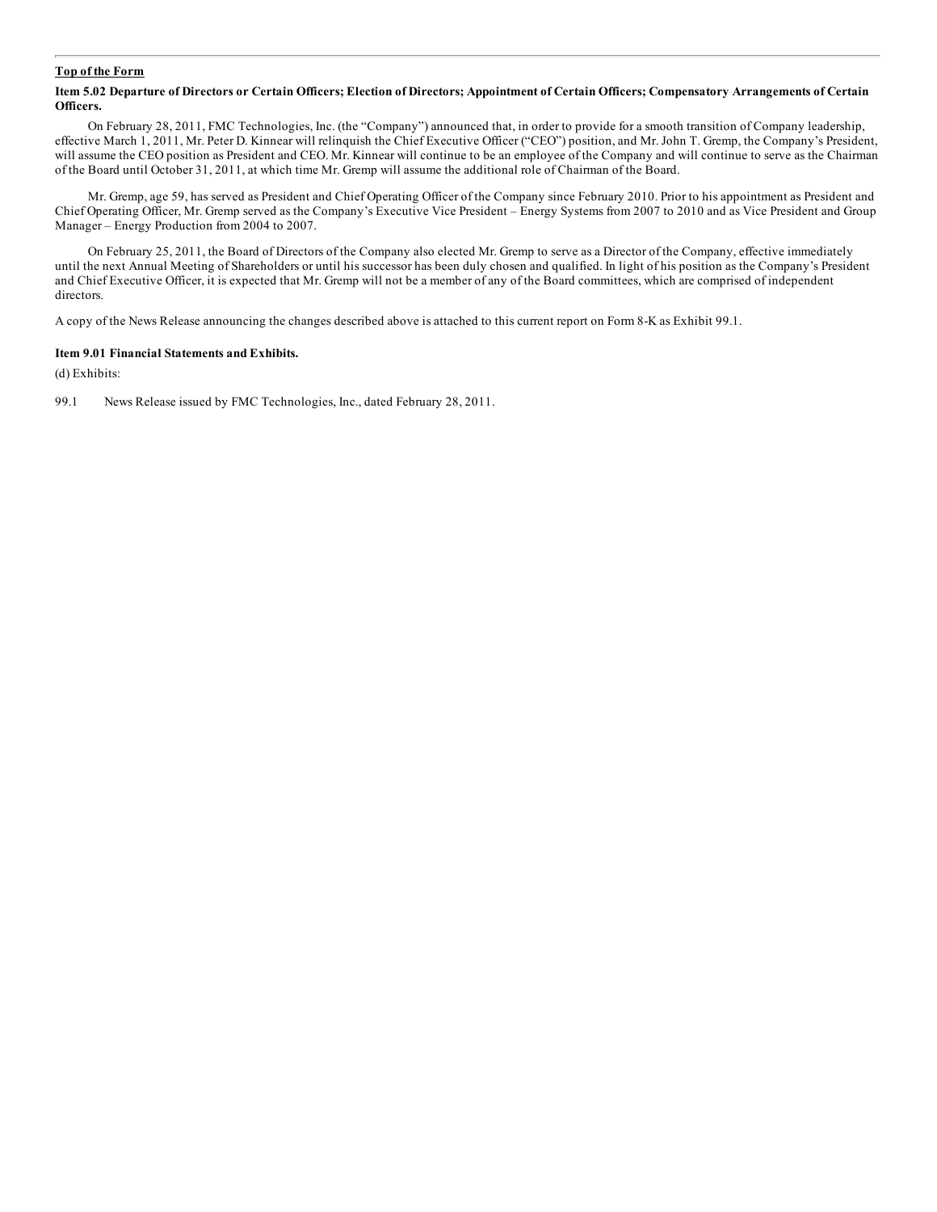**Top of the Form**

**Item 5.02 Departure of Directors or Certain Officers; Election of Directors; Appointment of Certain Officers; Compensatory Arrangements of Certain Officers.**

On February 28, 2011, FMC Technologies, Inc. (the "Company") announced that, in order to provide for a smooth transition of Company leadership, effective March 1, 2011, Mr. Peter D. Kinnear will relinquish the Chief Executive Officer ("CEO") position, and Mr. John T. Gremp, the Company's President, will assume the CEO position as President and CEO. Mr. Kinnear will continue to be an employee of the Company and will continue to serve as the Chairman of the Board until October 31, 2011, at which time Mr. Gremp will assume the additional role of Chairman of the Board.

Mr. Gremp, age 59, has served as President and Chief Operating Officer of the Company since February 2010. Prior to his appointment as President and Chief Operating Officer, Mr. Gremp served as the Company's Executive Vice President – Energy Systems from 2007 to 2010 and as Vice President and Group Manager – Energy Production from 2004 to 2007.

On February 25, 2011, the Board of Directors of the Company also elected Mr. Gremp to serve as a Director of the Company, effective immediately until the next Annual Meeting of Shareholders or until his successor has been duly chosen and qualified. In light of his position as the Company's President and Chief Executive Officer, it is expected that Mr. Gremp will not be a member of any of the Board committees, which are comprised of independent directors.

A copy of the News Release announcing the changes described above is attached to this current report on Form 8-K as Exhibit 99.1.

**Item 9.01 Financial Statements and Exhibits.**

(d) Exhibits:

99.1 News Release issued by FMC Technologies, Inc., dated February 28, 2011.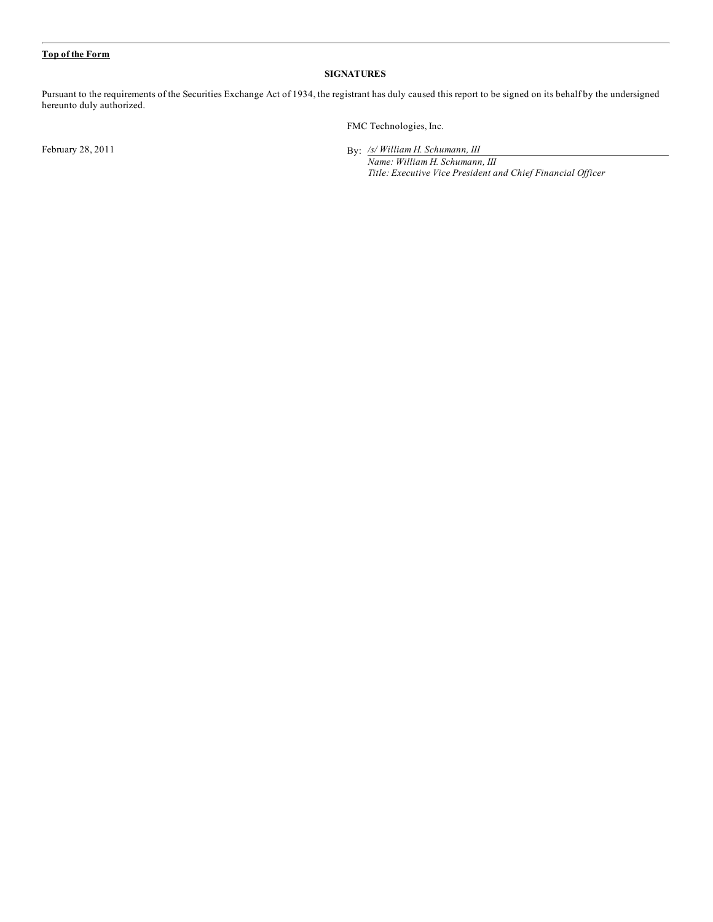**Top of the Form**

**SIGNATURES**

Pursuant to the requirements of the Securities Exchange Act of 1934, the registrant has duly caused this report to be signed on its behalf by the undersigned hereunto duly authorized.

FMC Technologies, Inc.

February 28, 2011

By: */s/ William H. Schumann, III*

*Name: William H. Schumann, III*

*Title: Executive Vice President and Chief Financial Officer*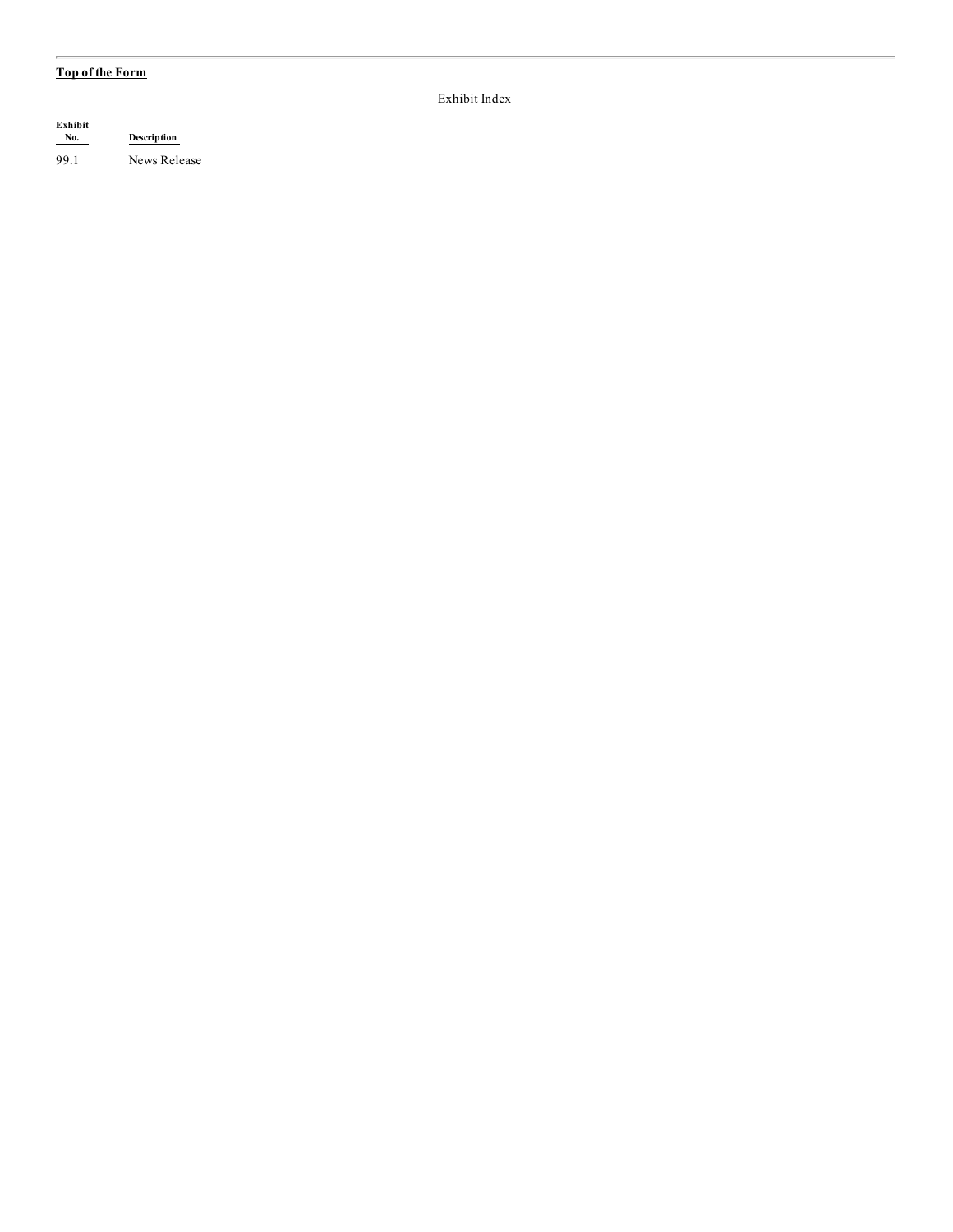**Top of the Form**

Exhibit Index

| Exhibit No. | Description |
|---|---|
| 99.1 | News Release |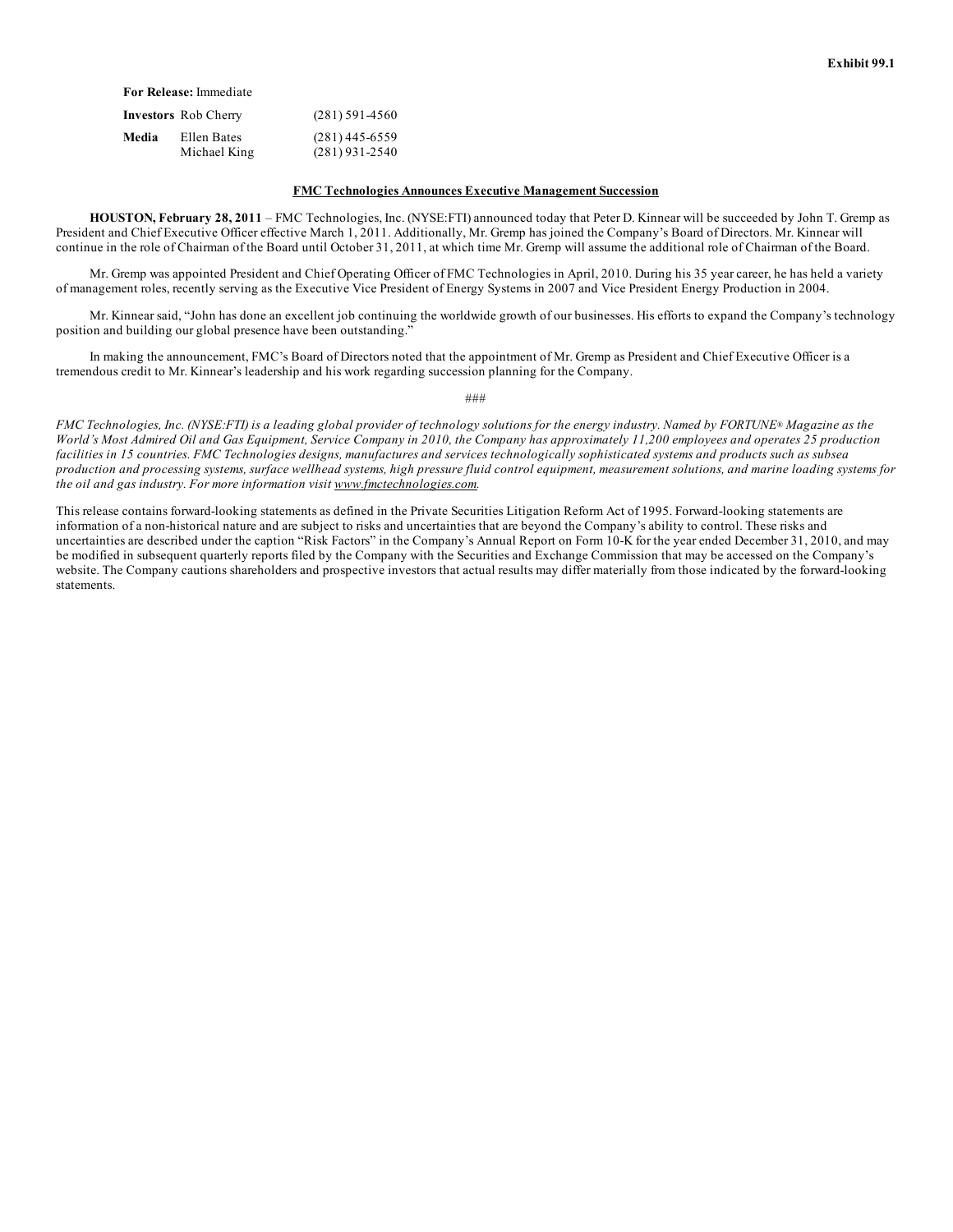**Exhibit 99.1**

**For Release:** Immediate

| | | |
|---|---|---|
| **Investors** | Rob Cherry | (281) 591-4560 |
| **Media** | Ellen Bates | (281) 445-6559 |
| | Michael King | (281) 931-2540 |

## FMC Technologies Announces Executive Management Succession

**HOUSTON, February 28, 2011** – FMC Technologies, Inc. (NYSE:FTI) announced today that Peter D. Kinnear will be succeeded by John T. Gremp as President and Chief Executive Officer effective March 1, 2011. Additionally, Mr. Gremp has joined the Company's Board of Directors. Mr. Kinnear will continue in the role of Chairman of the Board until October 31, 2011, at which time Mr. Gremp will assume the additional role of Chairman of the Board.

Mr. Gremp was appointed President and Chief Operating Officer of FMC Technologies in April, 2010. During his 35 year career, he has held a variety of management roles, recently serving as the Executive Vice President of Energy Systems in 2007 and Vice President Energy Production in 2004.

Mr. Kinnear said, "John has done an excellent job continuing the worldwide growth of our businesses. His efforts to expand the Company's technology position and building our global presence have been outstanding."

In making the announcement, FMC's Board of Directors noted that the appointment of Mr. Gremp as President and Chief Executive Officer is a tremendous credit to Mr. Kinnear's leadership and his work regarding succession planning for the Company.

###

*FMC Technologies, Inc. (NYSE:FTI) is a leading global provider of technology solutions for the energy industry. Named by FORTUNE® Magazine as the World's Most Admired Oil and Gas Equipment, Service Company in 2010, the Company has approximately 11,200 employees and operates 25 production facilities in 15 countries. FMC Technologies designs, manufactures and services technologically sophisticated systems and products such as subsea production and processing systems, surface wellhead systems, high pressure fluid control equipment, measurement solutions, and marine loading systems for the oil and gas industry. For more information visit www.fmctechnologies.com.*

This release contains forward-looking statements as defined in the Private Securities Litigation Reform Act of 1995. Forward-looking statements are information of a non-historical nature and are subject to risks and uncertainties that are beyond the Company's ability to control. These risks and uncertainties are described under the caption "Risk Factors" in the Company's Annual Report on Form 10-K for the year ended December 31, 2010, and may be modified in subsequent quarterly reports filed by the Company with the Securities and Exchange Commission that may be accessed on the Company's website. The Company cautions shareholders and prospective investors that actual results may differ materially from those indicated by the forward-looking statements.